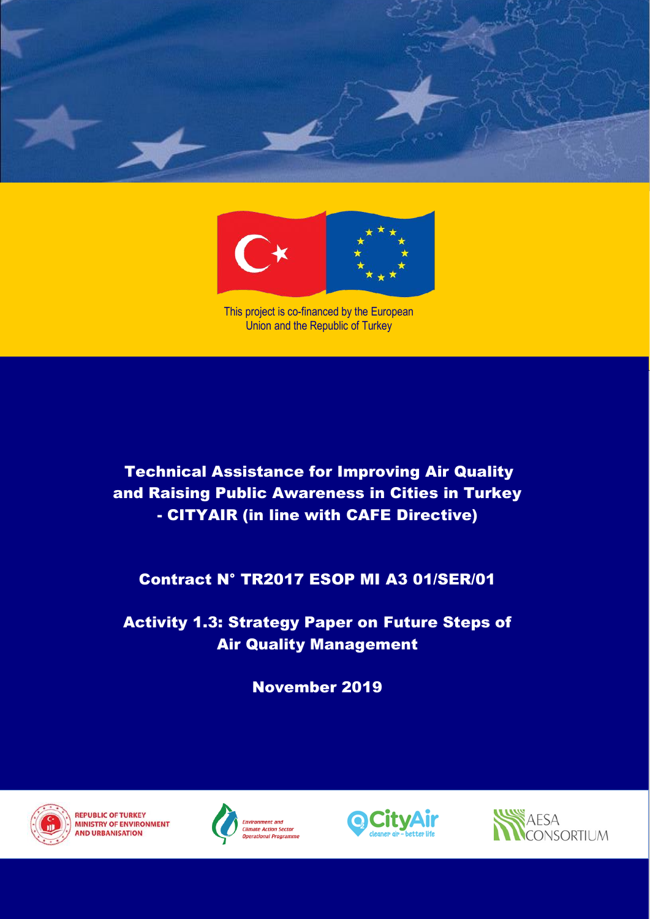This project is co-financed by the European Union and the Republic of Turkey

# Technical Assistance for Improving Air Quality and Raising Public Awareness in Cities in Turkey - CITYAIR (in line with CAFE Directive)

## Contract N° TR2017 ESOP MI A3 01/SER/01

## Activity 1.3: Strategy Paper on Future Steps of Air Quality Management

**November 2019**

REPUBLIC OF TURKEY MINISTRY OF ENVIRONMENT AND URBANISATION

Environment and Climate Action Sector Operational Programme

CityAir cleaner air - better life

AESA CONSORTIUM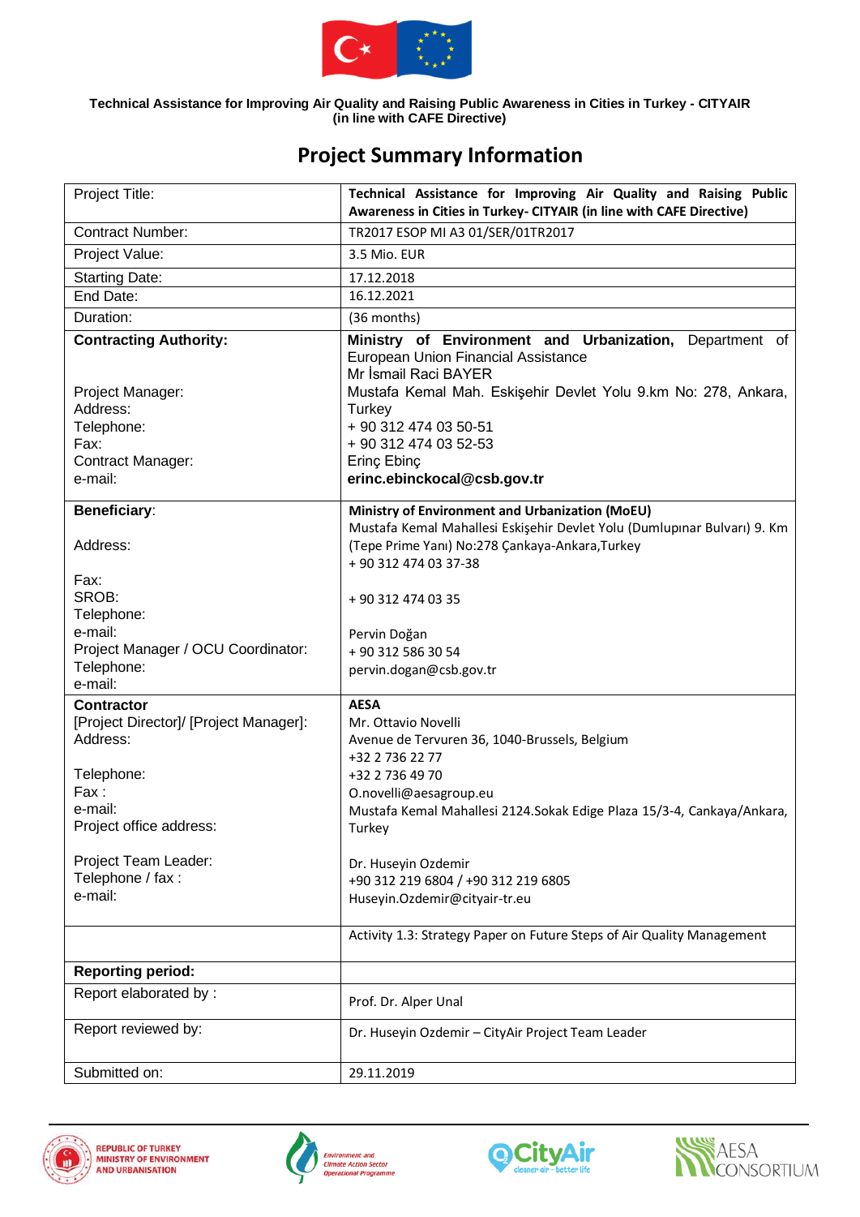**Technical Assistance for Improving Air Quality and Raising Public Awareness in Cities in Turkey - CITYAIR (in line with CAFE Directive)**

# Project Summary Information

| | |
|---|---|
| Project Title: | **Technical Assistance for Improving Air Quality and Raising Public Awareness in Cities in Turkey- CITYAIR (in line with CAFE Directive)** |
| Contract Number: | TR2017 ESOP MI A3 01/SER/01TR2017 |
| Project Value: | 3.5 Mio. EUR |
| Starting Date: | 17.12.2018 |
| End Date: | 16.12.2021 |
| Duration: | (36 months) |
| **Contracting Authority:**<br><br>Project Manager:<br>Address:<br><br>Telephone:<br>Fax:<br>Contract Manager:<br>e-mail: | **Ministry of Environment and Urbanization,** Department of European Union Financial Assistance<br>Mr İsmail Raci BAYER<br>Mustafa Kemal Mah. Eskişehir Devlet Yolu 9.km No: 278, Ankara, Turkey<br>+ 90 312 474 03 50-51<br>+ 90 312 474 03 52-53<br>Erinç Ebinç<br>**erinc.ebinckocal@csb.gov.tr** |
| **Beneficiary**:<br><br>Address:<br><br>Fax:<br>SROB:<br>Telephone:<br>e-mail:<br>Project Manager / OCU Coordinator:<br>Telephone:<br>e-mail: | **Ministry of Environment and Urbanization (MoEU)**<br>Mustafa Kemal Mahallesi Eskişehir Devlet Yolu (Dumlupınar Bulvarı) 9. Km (Tepe Prime Yanı) No:278 Çankaya-Ankara,Turkey<br>+ 90 312 474 03 37-38<br><br>+ 90 312 474 03 35<br><br>Pervin Doğan<br>+ 90 312 586 30 54<br>pervin.dogan@csb.gov.tr |
| **Contractor**<br>[Project Director]/ [Project Manager]:<br>Address:<br><br>Telephone:<br>Fax :<br>e-mail:<br>Project office address:<br><br>Project Team Leader:<br>Telephone / fax :<br>e-mail: | **AESA**<br>Mr. Ottavio Novelli<br>Avenue de Tervuren 36, 1040-Brussels, Belgium<br>+32 2 736 22 77<br>+32 2 736 49 70<br>O.novelli@aesagroup.eu<br>Mustafa Kemal Mahallesi 2124.Sokak Edige Plaza 15/3-4, Cankaya/Ankara, Turkey<br><br>Dr. Huseyin Ozdemir<br>+90 312 219 6804 / +90 312 219 6805<br>Huseyin.Ozdemir@cityair-tr.eu |
| | Activity 1.3: Strategy Paper on Future Steps of Air Quality Management |
| **Reporting period:** | |
| Report elaborated by : | Prof. Dr. Alper Unal |
| Report reviewed by: | Dr. Huseyin Ozdemir – CityAir Project Team Leader |
| Submitted on: | 29.11.2019 |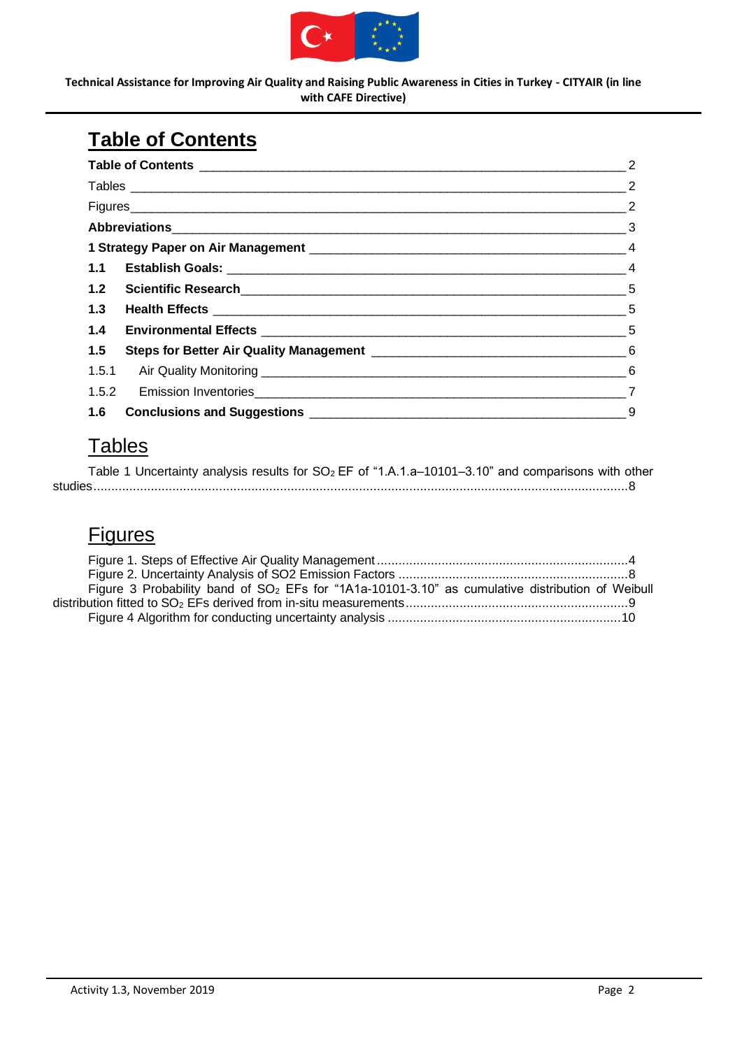# Table of Contents

| | |
|---|---|
| **Table of Contents** | 2 |
| Tables | 2 |
| Figures | 2 |
| **Abbreviations** | 3 |
| **1 Strategy Paper on Air Management** | 4 |
| **1.1 Establish Goals:** | 4 |
| **1.2 Scientific Research** | 5 |
| **1.3 Health Effects** | 5 |
| **1.4 Environmental Effects** | 5 |
| **1.5 Steps for Better Air Quality Management** | 6 |
| 1.5.1 Air Quality Monitoring | 6 |
| 1.5.2 Emission Inventories | 7 |
| **1.6 Conclusions and Suggestions** | 9 |

# Tables

Table 1 Uncertainty analysis results for $SO_2$ EF of “1.A.1.a–10101–3.10” and comparisons with other studies........8

# Figures

Figure 1. Steps of Effective Air Quality Management........4
Figure 2. Uncertainty Analysis of SO2 Emission Factors........8
Figure 3 Probability band of $SO_2$ EFs for “1A1a-10101-3.10” as cumulative distribution of Weibull distribution fitted to $SO_2$ EFs derived from in-situ measurements........9
Figure 4 Algorithm for conducting uncertainty analysis........10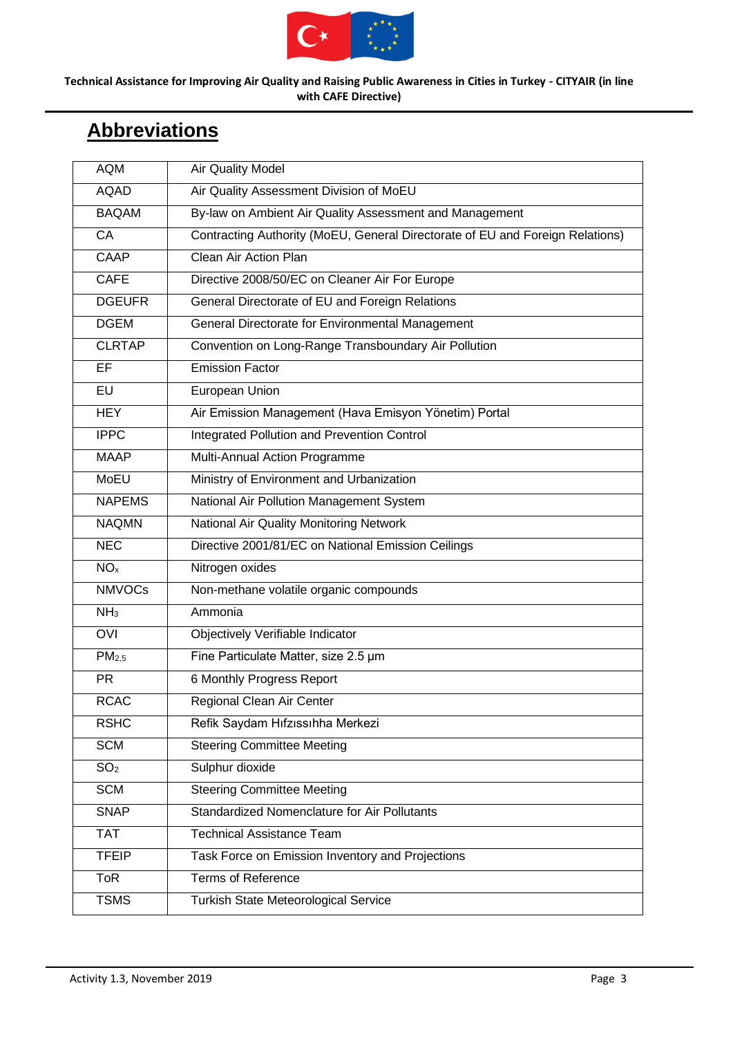# Abbreviations

| | |
|---|---|
| AQM | Air Quality Model |
| AQAD | Air Quality Assessment Division of MoEU |
| BAQAM | By-law on Ambient Air Quality Assessment and Management |
| CA | Contracting Authority (MoEU, General Directorate of EU and Foreign Relations) |
| CAAP | Clean Air Action Plan |
| CAFE | Directive 2008/50/EC on Cleaner Air For Europe |
| DGEUFR | General Directorate of EU and Foreign Relations |
| DGEM | General Directorate for Environmental Management |
| CLRTAP | Convention on Long-Range Transboundary Air Pollution |
| EF | Emission Factor |
| EU | European Union |
| HEY | Air Emission Management (Hava Emisyon Yönetim) Portal |
| IPPC | Integrated Pollution and Prevention Control |
| MAAP | Multi-Annual Action Programme |
| MoEU | Ministry of Environment and Urbanization |
| NAPEMS | National Air Pollution Management System |
| NAQMN | National Air Quality Monitoring Network |
| NEC | Directive 2001/81/EC on National Emission Ceilings |
| $NO_x$ | Nitrogen oxides |
| NMVOCs | Non-methane volatile organic compounds |
| $NH_3$ | Ammonia |
| OVI | Objectively Verifiable Indicator |
| $PM_{2,5}$ | Fine Particulate Matter, size 2.5 µm |
| PR | 6 Monthly Progress Report |
| RCAC | Regional Clean Air Center |
| RSHC | Refik Saydam Hıfzıssıhha Merkezi |
| SCM | Steering Committee Meeting |
| $SO_2$ | Sulphur dioxide |
| SCM | Steering Committee Meeting |
| SNAP | Standardized Nomenclature for Air Pollutants |
| TAT | Technical Assistance Team |
| TFEIP | Task Force on Emission Inventory and Projections |
| ToR | Terms of Reference |
| TSMS | Turkish State Meteorological Service |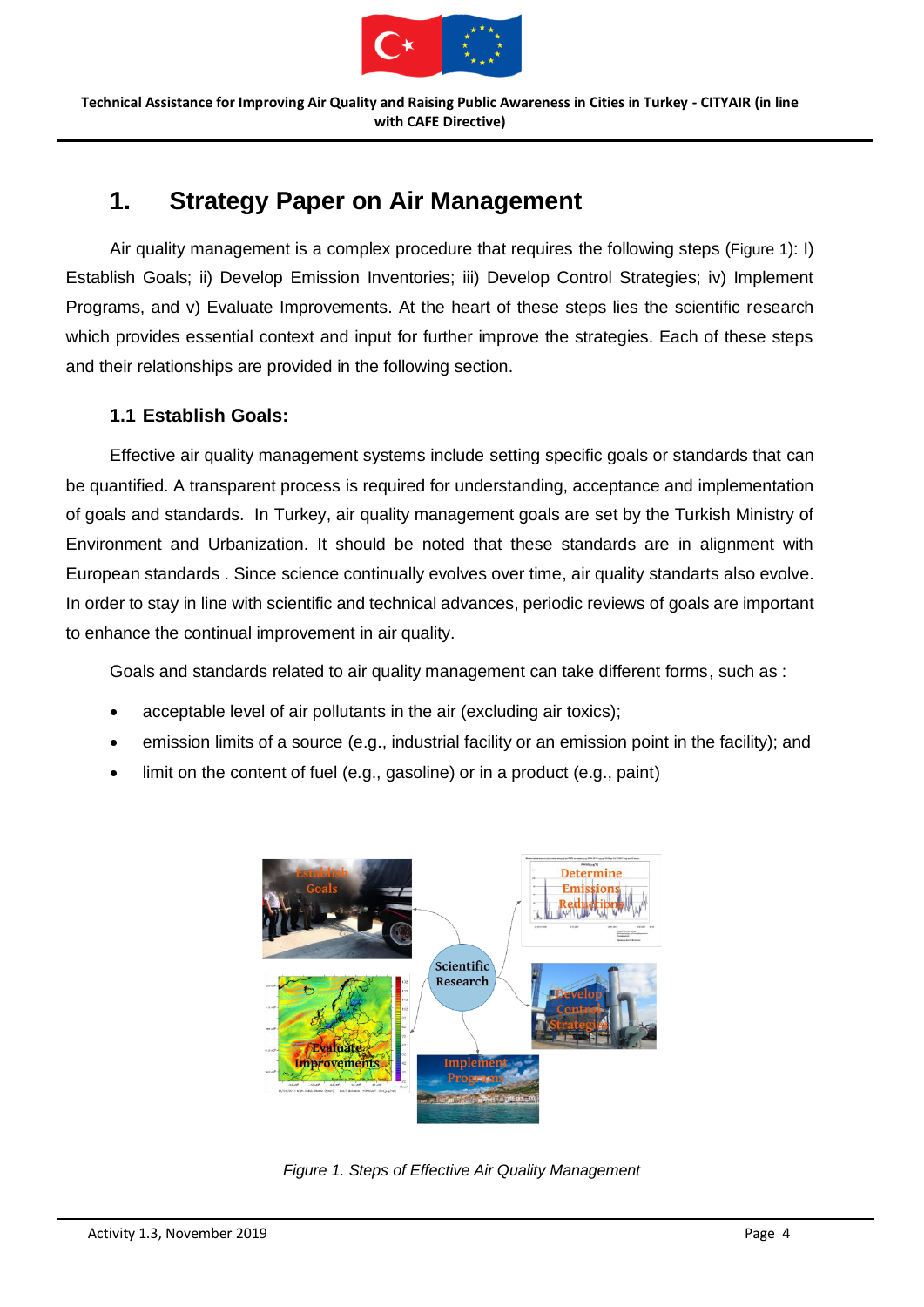# 1. Strategy Paper on Air Management

Air quality management is a complex procedure that requires the following steps (Figure 1): I) Establish Goals; ii) Develop Emission Inventories; iii) Develop Control Strategies; iv) Implement Programs, and v) Evaluate Improvements. At the heart of these steps lies the scientific research which provides essential context and input for further improve the strategies. Each of these steps and their relationships are provided in the following section.

## 1.1 Establish Goals:

Effective air quality management systems include setting specific goals or standards that can be quantified. A transparent process is required for understanding, acceptance and implementation of goals and standards. In Turkey, air quality management goals are set by the Turkish Ministry of Environment and Urbanization. It should be noted that these standards are in alignment with European standards . Since science continually evolves over time, air quality standards also evolve. In order to stay in line with scientific and technical advances, periodic reviews of goals are important to enhance the continual improvement in air quality.

Goals and standards related to air quality management can take different forms, such as :

- acceptable level of air pollutants in the air (excluding air toxics);
- emission limits of a source (e.g., industrial facility or an emission point in the facility); and
- limit on the content of fuel (e.g., gasoline) or in a product (e.g., paint)

*Figure 1. Steps of Effective Air Quality Management*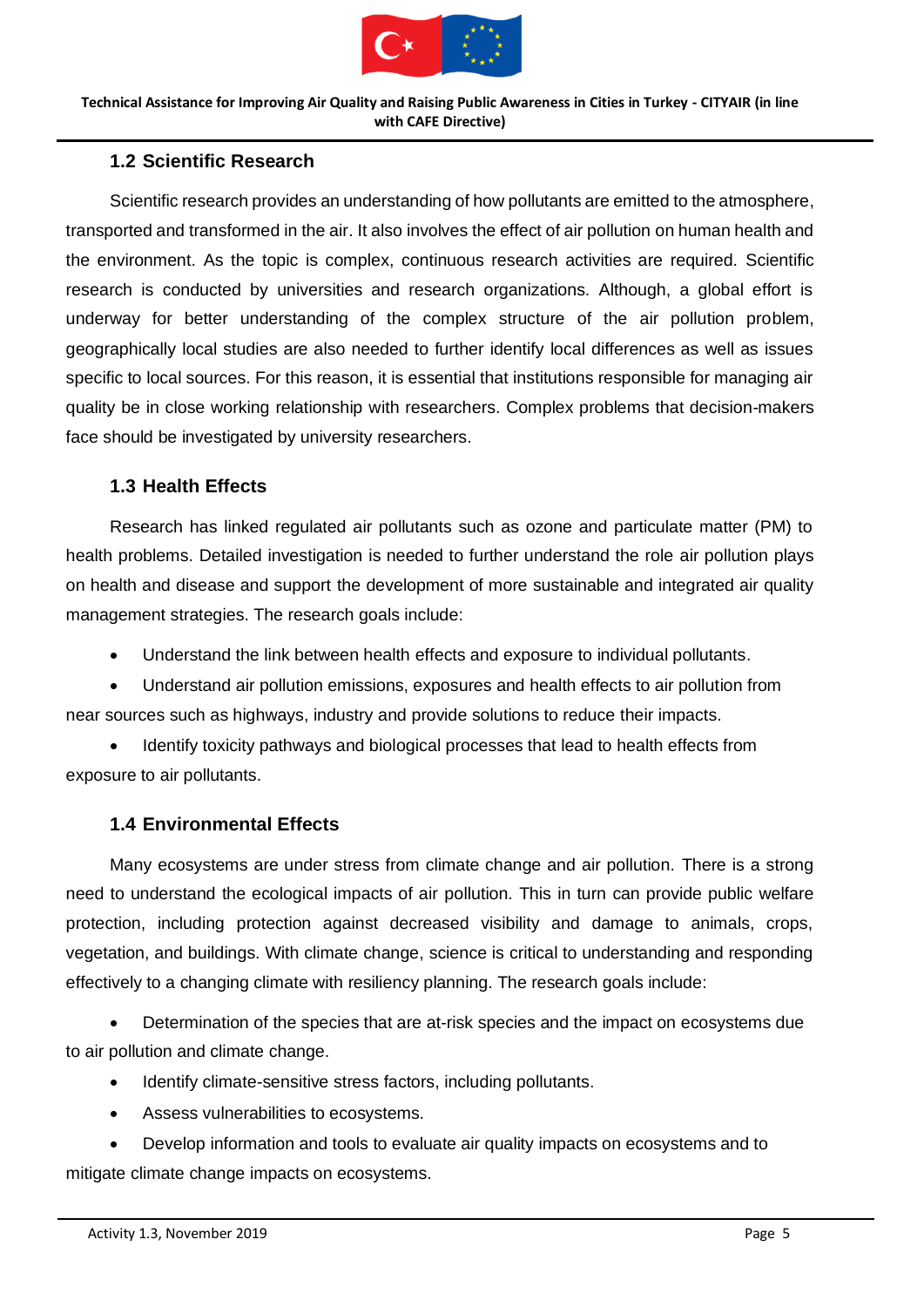## 1.2 Scientific Research

Scientific research provides an understanding of how pollutants are emitted to the atmosphere, transported and transformed in the air. It also involves the effect of air pollution on human health and the environment. As the topic is complex, continuous research activities are required. Scientific research is conducted by universities and research organizations. Although, a global effort is underway for better understanding of the complex structure of the air pollution problem, geographically local studies are also needed to further identify local differences as well as issues specific to local sources. For this reason, it is essential that institutions responsible for managing air quality be in close working relationship with researchers. Complex problems that decision-makers face should be investigated by university researchers.

## 1.3 Health Effects

Research has linked regulated air pollutants such as ozone and particulate matter (PM) to health problems. Detailed investigation is needed to further understand the role air pollution plays on health and disease and support the development of more sustainable and integrated air quality management strategies. The research goals include:

- Understand the link between health effects and exposure to individual pollutants.
- Understand air pollution emissions, exposures and health effects to air pollution from near sources such as highways, industry and provide solutions to reduce their impacts.
- Identify toxicity pathways and biological processes that lead to health effects from exposure to air pollutants.

## 1.4 Environmental Effects

Many ecosystems are under stress from climate change and air pollution. There is a strong need to understand the ecological impacts of air pollution. This in turn can provide public welfare protection, including protection against decreased visibility and damage to animals, crops, vegetation, and buildings. With climate change, science is critical to understanding and responding effectively to a changing climate with resiliency planning. The research goals include:

- Determination of the species that are at-risk species and the impact on ecosystems due to air pollution and climate change.
- Identify climate-sensitive stress factors, including pollutants.
- Assess vulnerabilities to ecosystems.
- Develop information and tools to evaluate air quality impacts on ecosystems and to mitigate climate change impacts on ecosystems.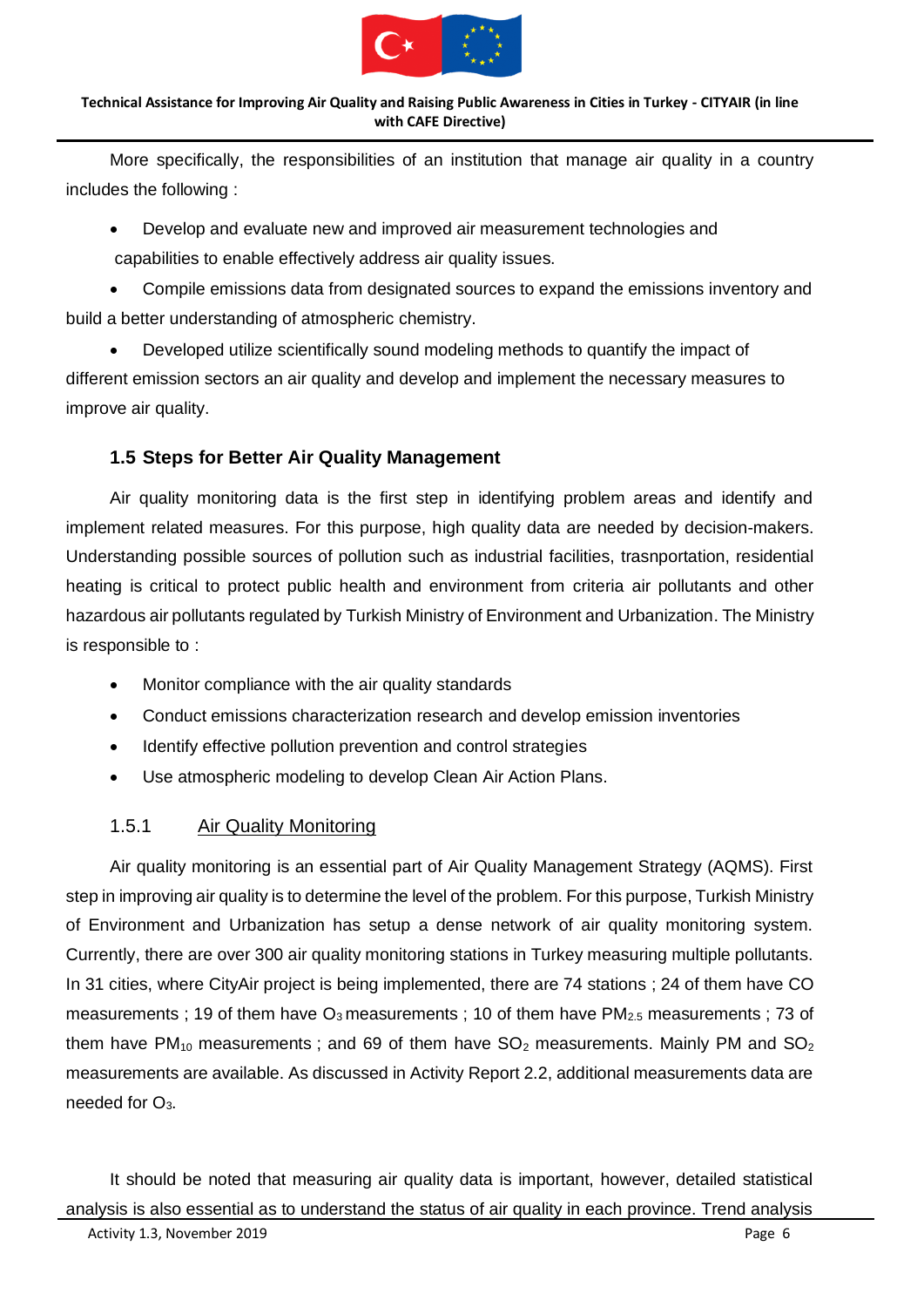More specifically, the responsibilities of an institution that manage air quality in a country includes the following :

- Develop and evaluate new and improved air measurement technologies and capabilities to enable effectively address air quality issues.
- Compile emissions data from designated sources to expand the emissions inventory and build a better understanding of atmospheric chemistry.
- Developed utilize scientifically sound modeling methods to quantify the impact of different emission sectors an air quality and develop and implement the necessary measures to improve air quality.

## 1.5 Steps for Better Air Quality Management

Air quality monitoring data is the first step in identifying problem areas and identify and implement related measures. For this purpose, high quality data are needed by decision-makers. Understanding possible sources of pollution such as industrial facilities, trasnportation, residential heating is critical to protect public health and environment from criteria air pollutants and other hazardous air pollutants regulated by Turkish Ministry of Environment and Urbanization. The Ministry is responsible to :

- Monitor compliance with the air quality standards
- Conduct emissions characterization research and develop emission inventories
- Identify effective pollution prevention and control strategies
- Use atmospheric modeling to develop Clean Air Action Plans.

### 1.5.1 Air Quality Monitoring

Air quality monitoring is an essential part of Air Quality Management Strategy (AQMS). First step in improving air quality is to determine the level of the problem. For this purpose, Turkish Ministry of Environment and Urbanization has setup a dense network of air quality monitoring system. Currently, there are over 300 air quality monitoring stations in Turkey measuring multiple pollutants. In 31 cities, where CityAir project is being implemented, there are 74 stations ; 24 of them have CO measurements ; 19 of them have $O_3$ measurements ; 10 of them have $PM_{2.5}$ measurements ; 73 of them have $PM_{10}$ measurements ; and 69 of them have $SO_2$ measurements. Mainly PM and $SO_2$ measurements are available. As discussed in Activity Report 2.2, additional measurements data are needed for $O_3$.

It should be noted that measuring air quality data is important, however, detailed statistical analysis is also essential as to understand the status of air quality in each province. Trend analysis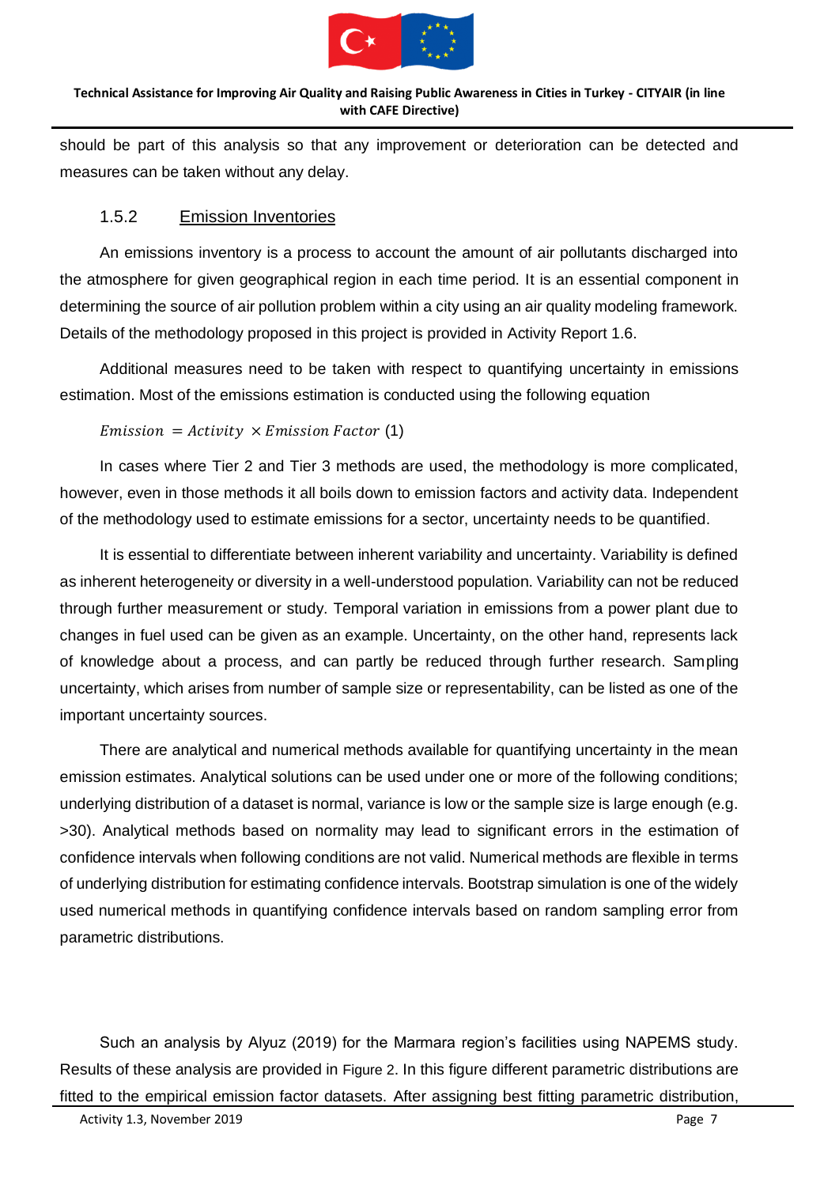should be part of this analysis so that any improvement or deterioration can be detected and measures can be taken without any delay.

### 1.5.2 Emission Inventories

An emissions inventory is a process to account the amount of air pollutants discharged into the atmosphere for given geographical region in each time period. It is an essential component in determining the source of air pollution problem within a city using an air quality modeling framework. Details of the methodology proposed in this project is provided in Activity Report 1.6.

Additional measures need to be taken with respect to quantifying uncertainty in emissions estimation. Most of the emissions estimation is conducted using the following equation

$$Emission = Activity \times Emission\ Factor \quad (1)$$

In cases where Tier 2 and Tier 3 methods are used, the methodology is more complicated, however, even in those methods it all boils down to emission factors and activity data. Independent of the methodology used to estimate emissions for a sector, uncertainty needs to be quantified.

It is essential to differentiate between inherent variability and uncertainty. Variability is defined as inherent heterogeneity or diversity in a well-understood population. Variability can not be reduced through further measurement or study. Temporal variation in emissions from a power plant due to changes in fuel used can be given as an example. Uncertainty, on the other hand, represents lack of knowledge about a process, and can partly be reduced through further research. Sampling uncertainty, which arises from number of sample size or representability, can be listed as one of the important uncertainty sources.

There are analytical and numerical methods available for quantifying uncertainty in the mean emission estimates. Analytical solutions can be used under one or more of the following conditions; underlying distribution of a dataset is normal, variance is low or the sample size is large enough (e.g. >30). Analytical methods based on normality may lead to significant errors in the estimation of confidence intervals when following conditions are not valid. Numerical methods are flexible in terms of underlying distribution for estimating confidence intervals. Bootstrap simulation is one of the widely used numerical methods in quantifying confidence intervals based on random sampling error from parametric distributions.

Such an analysis by Alyuz (2019) for the Marmara region's facilities using NAPEMS study. Results of these analysis are provided in Figure 2. In this figure different parametric distributions are fitted to the empirical emission factor datasets. After assigning best fitting parametric distribution,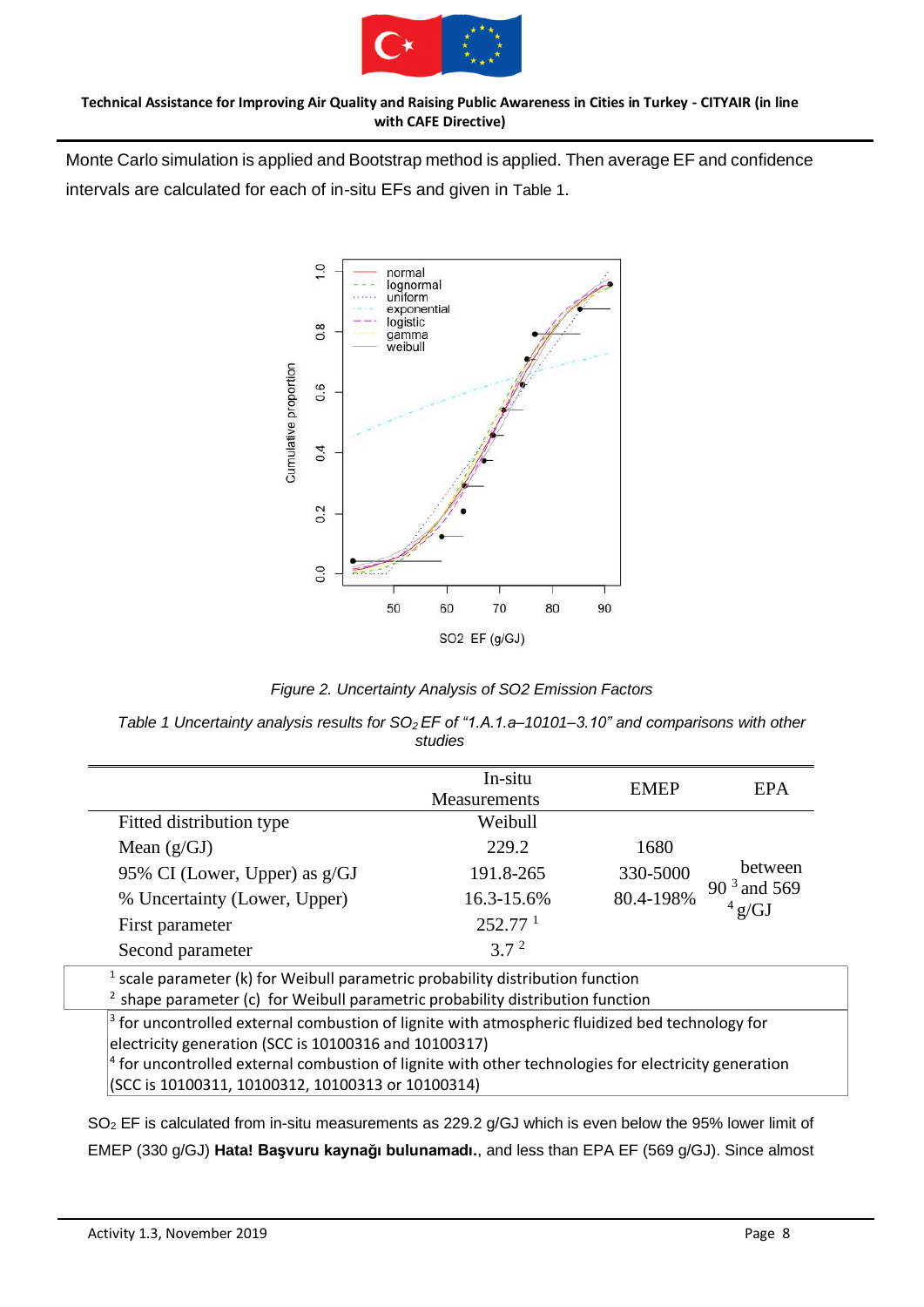Monte Carlo simulation is applied and Bootstrap method is applied. Then average EF and confidence intervals are calculated for each of in-situ EFs and given in Table 1.

*Figure 2. Uncertainty Analysis of SO2 Emission Factors*

*Table 1 Uncertainty analysis results for $SO_2$ EF of "1.A.1.a–10101–3.10" and comparisons with other studies*

| | In-situ Measurements | EMEP | EPA |
|---|---|---|---|
| Fitted distribution type | Weibull | | |
| Mean (g/GJ) | 229.2 | 1680 | between 90 [3] and 569 [4] g/GJ |
| 95% CI (Lower, Upper) as g/GJ | 191.8-265 | 330-5000 | |
| % Uncertainty (Lower, Upper) | 16.3-15.6% | 80.4-198% | |
| First parameter | 252.77 [1] | | |
| Second parameter | 3.7 [2] | | |

[1] scale parameter (k) for Weibull parametric probability distribution function
[2] shape parameter (c) for Weibull parametric probability distribution function

[3] for uncontrolled external combustion of lignite with atmospheric fluidized bed technology for electricity generation (SCC is 10100316 and 10100317)
[4] for uncontrolled external combustion of lignite with other technologies for electricity generation (SCC is 10100311, 10100312, 10100313 or 10100314)

$SO_2$ EF is calculated from in-situ measurements as 229.2 g/GJ which is even below the 95% lower limit of EMEP (330 g/GJ) **Hata! Başvuru kaynağı bulunamadı.**, and less than EPA EF (569 g/GJ). Since almost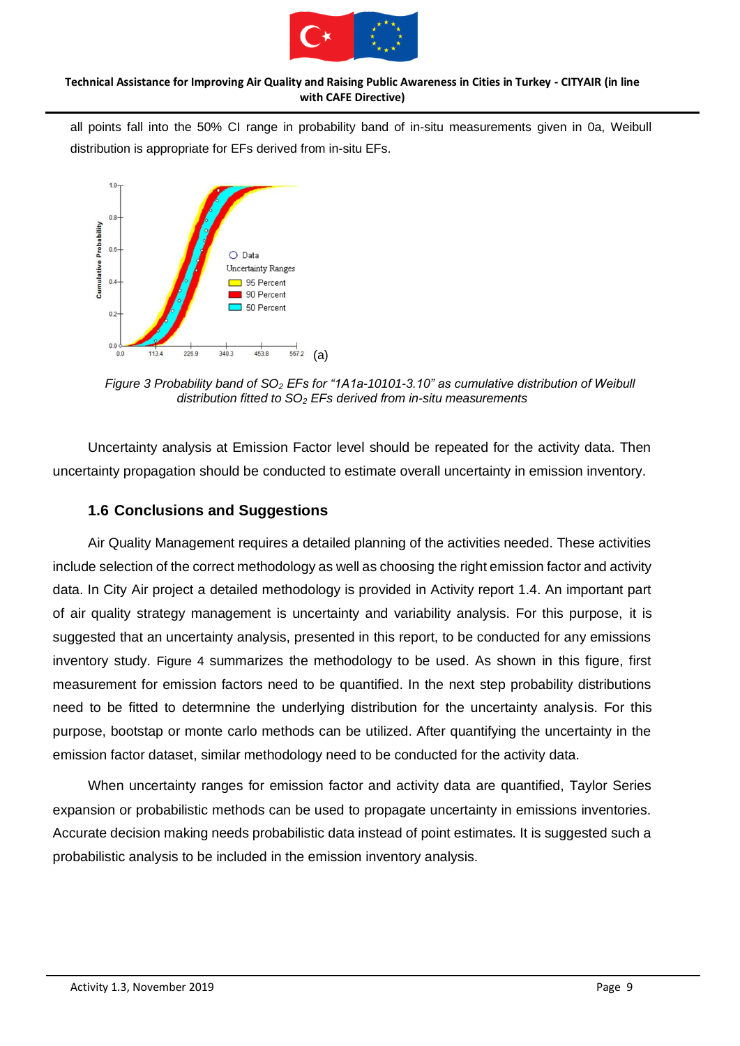all points fall into the 50% CI range in probability band of in-situ measurements given in 0a, Weibull distribution is appropriate for EFs derived from in-situ EFs.

*Figure 3 Probability band of $SO_2$ EFs for "1A1a-10101-3.10" as cumulative distribution of Weibull distribution fitted to $SO_2$ EFs derived from in-situ measurements*

Uncertainty analysis at Emission Factor level should be repeated for the activity data. Then uncertainty propagation should be conducted to estimate overall uncertainty in emission inventory.

## 1.6 Conclusions and Suggestions

Air Quality Management requires a detailed planning of the activities needed. These activities include selection of the correct methodology as well as choosing the right emission factor and activity data. In City Air project a detailed methodology is provided in Activity report 1.4. An important part of air quality strategy management is uncertainty and variability analysis. For this purpose, it is suggested that an uncertainty analysis, presented in this report, to be conducted for any emissions inventory study. Figure 4 summarizes the methodology to be used. As shown in this figure, first measurement for emission factors need to be quantified. In the next step probability distributions need to be fitted to determnine the underlying distribution for the uncertainty analysis. For this purpose, bootstap or monte carlo methods can be utilized. After quantifying the uncertainty in the emission factor dataset, similar methodology need to be conducted for the activity data.

When uncertainty ranges for emission factor and activity data are quantified, Taylor Series expansion or probabilistic methods can be used to propagate uncertainty in emissions inventories. Accurate decision making needs probabilistic data instead of point estimates. It is suggested such a probabilistic analysis to be included in the emission inventory analysis.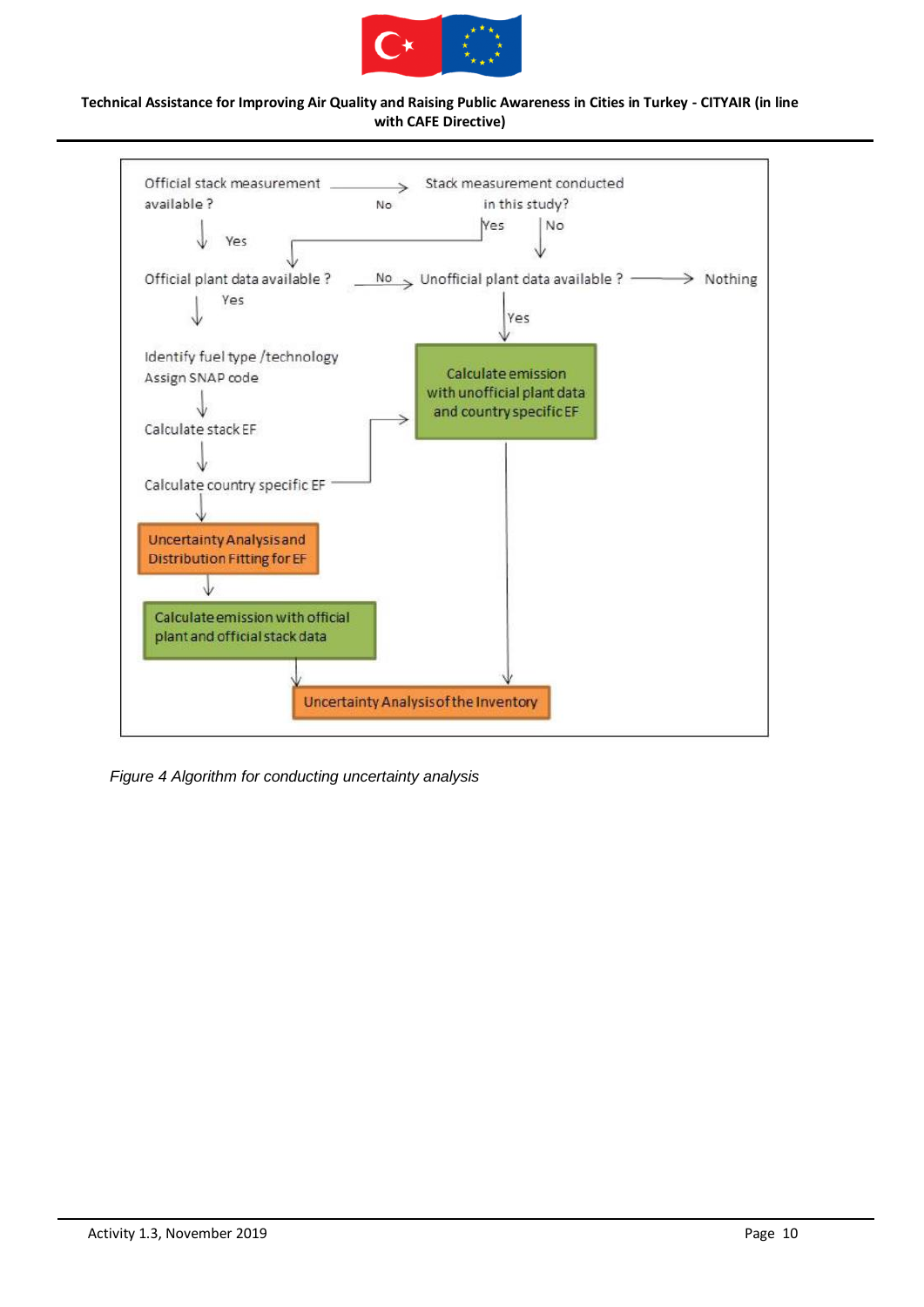Official stack measurement available ? → No → Stack measurement conducted in this study?

- Official stack measurement available ? → Yes → Official plant data available ?
- Stack measurement conducted in this study? → Yes → Official plant data available ?
- Stack measurement conducted in this study? → No → Unofficial plant data available ?

Official plant data available ? → No → Unofficial plant data available ? → Nothing

Official plant data available ? → Yes

Identify fuel type /technology
Assign SNAP code

Calculate stack EF

Calculate country specific EF

Uncertainty Analysis and Distribution Fitting for EF

Calculate emission with official plant and official stack data

Unofficial plant data available ? → Yes → Calculate emission with unofficial plant data and country specific EF

Calculate country specific EF → Calculate emission with unofficial plant data and country specific EF

Uncertainty Analysis of the Inventory

*Figure 4 Algorithm for conducting uncertainty analysis*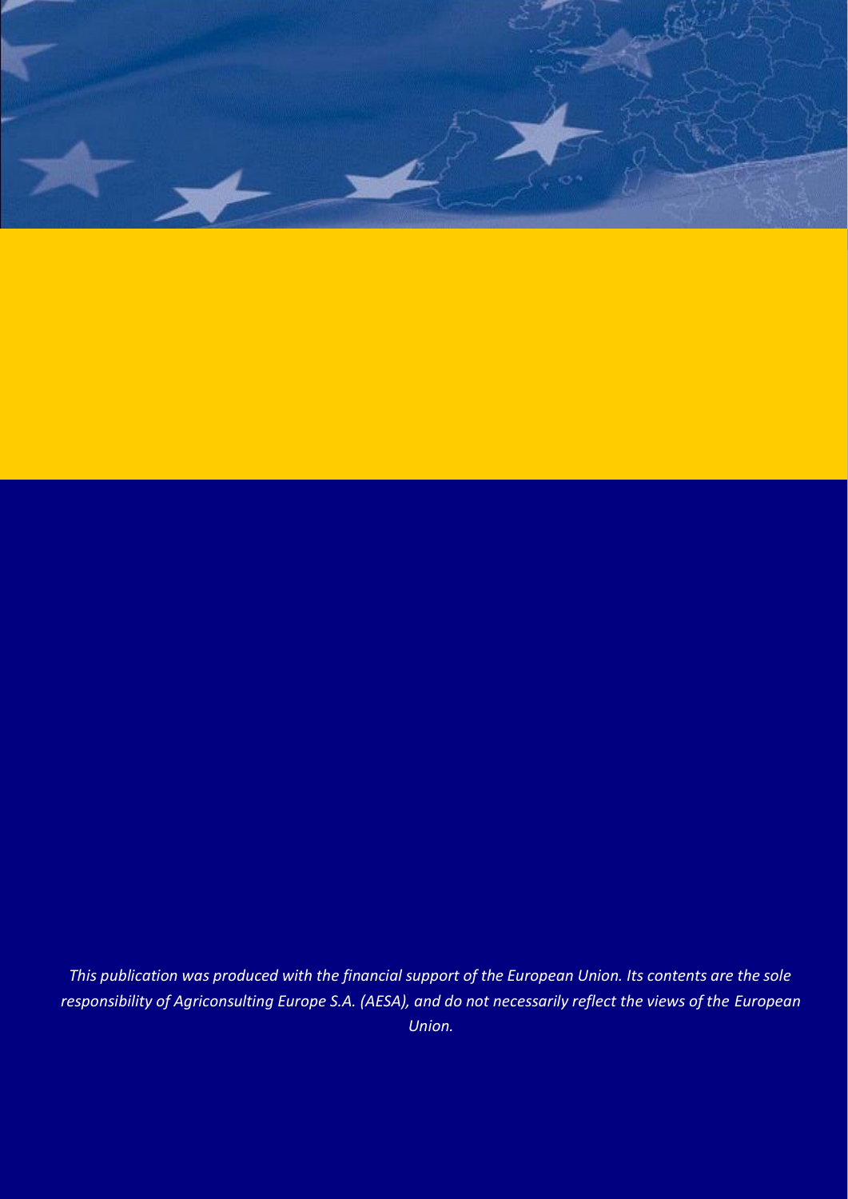*This publication was produced with the financial support of the European Union. Its contents are the sole responsibility of Agriconsulting Europe S.A. (AESA), and do not necessarily reflect the views of the European Union.*